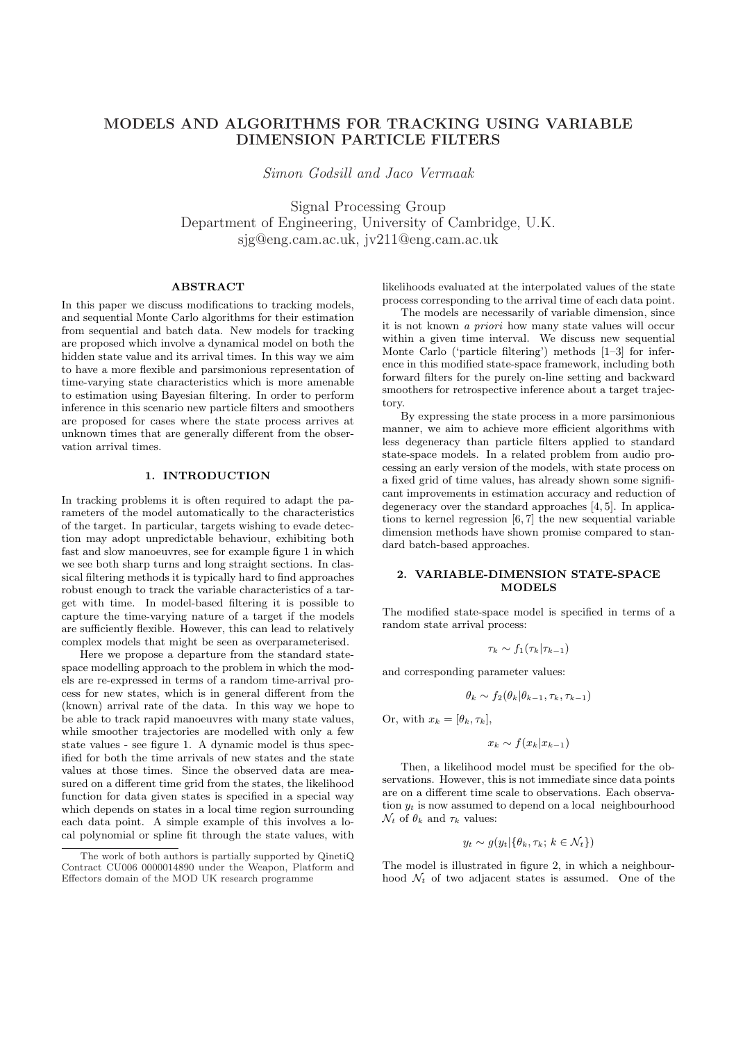# MODELS AND ALGORITHMS FOR TRACKING USING VARIABLE DIMENSION PARTICLE FILTERS

*Simon Godsill and Jaco Vermaak*

Signal Processing Group
Department of Engineering, University of Cambridge, U.K.
sjg@eng.cam.ac.uk, jv211@eng.cam.ac.uk

## ABSTRACT

In this paper we discuss modifications to tracking models, and sequential Monte Carlo algorithms for their estimation from sequential and batch data. New models for tracking are proposed which involve a dynamical model on both the hidden state value and its arrival times. In this way we aim to have a more flexible and parsimonious representation of time-varying state characteristics which is more amenable to estimation using Bayesian filtering. In order to perform inference in this scenario new particle filters and smoothers are proposed for cases where the state process arrives at unknown times that are generally different from the observation arrival times.

## 1. INTRODUCTION

In tracking problems it is often required to adapt the parameters of the model automatically to the characteristics of the target. In particular, targets wishing to evade detection may adopt unpredictable behaviour, exhibiting both fast and slow manoeuvres, see for example figure 1 in which we see both sharp turns and long straight sections. In classical filtering methods it is typically hard to find approaches robust enough to track the variable characteristics of a target with time. In model-based filtering it is possible to capture the time-varying nature of a target if the models are sufficiently flexible. However, this can lead to relatively complex models that might be seen as overparameterised.

Here we propose a departure from the standard state-space modelling approach to the problem in which the models are re-expressed in terms of a random time-arrival process for new states, which is in general different from the (known) arrival rate of the data. In this way we hope to be able to track rapid manoeuvres with many state values, while smoother trajectories are modelled with only a few state values - see figure 1. A dynamic model is thus specified for both the time arrivals of new states and the state values at those times. Since the observed data are measured on a different time grid from the states, the likelihood function for data given states is specified in a special way which depends on states in a local time region surrounding each data point. A simple example of this involves a local polynomial or spline fit through the state values, with likelihoods evaluated at the interpolated values of the state process corresponding to the arrival time of each data point.

The models are necessarily of variable dimension, since it is not known *a priori* how many state values will occur within a given time interval. We discuss new sequential Monte Carlo ('particle filtering') methods [1–3] for inference in this modified state-space framework, including both forward filters for the purely on-line setting and backward smoothers for retrospective inference about a target trajectory.

By expressing the state process in a more parsimonious manner, we aim to achieve more efficient algorithms with less degeneracy than particle filters applied to standard state-space models. In a related problem from audio processing an early version of the models, with state process on a fixed grid of time values, has already shown some significant improvements in estimation accuracy and reduction of degeneracy over the standard approaches [4, 5]. In applications to kernel regression [6, 7] the new sequential variable dimension methods have shown promise compared to standard batch-based approaches.

## 2. VARIABLE-DIMENSION STATE-SPACE MODELS

The modified state-space model is specified in terms of a random state arrival process:

$$\tau_k \sim f_1(\tau_k|\tau_{k-1})$$

and corresponding parameter values:

$$\theta_k \sim f_2(\theta_k|\theta_{k-1}, \tau_k, \tau_{k-1})$$

Or, with $x_k = [\theta_k, \tau_k]$,

$$x_k \sim f(x_k|x_{k-1})$$

Then, a likelihood model must be specified for the observations. However, this is not immediate since data points are on a different time scale to observations. Each observation $y_t$ is now assumed to depend on a local neighbourhood $\mathcal{N}_t$ of $\theta_k$ and $\tau_k$ values:

$$y_t \sim g(y_t|\{\theta_k, \tau_k;\ k \in \mathcal{N}_t\})$$

The model is illustrated in figure 2, in which a neighbourhood $\mathcal{N}_t$ of two adjacent states is assumed. One of the

The work of both authors is partially supported by QinetiQ Contract CU006 0000014890 under the Weapon, Platform and Effectors domain of the MOD UK research programme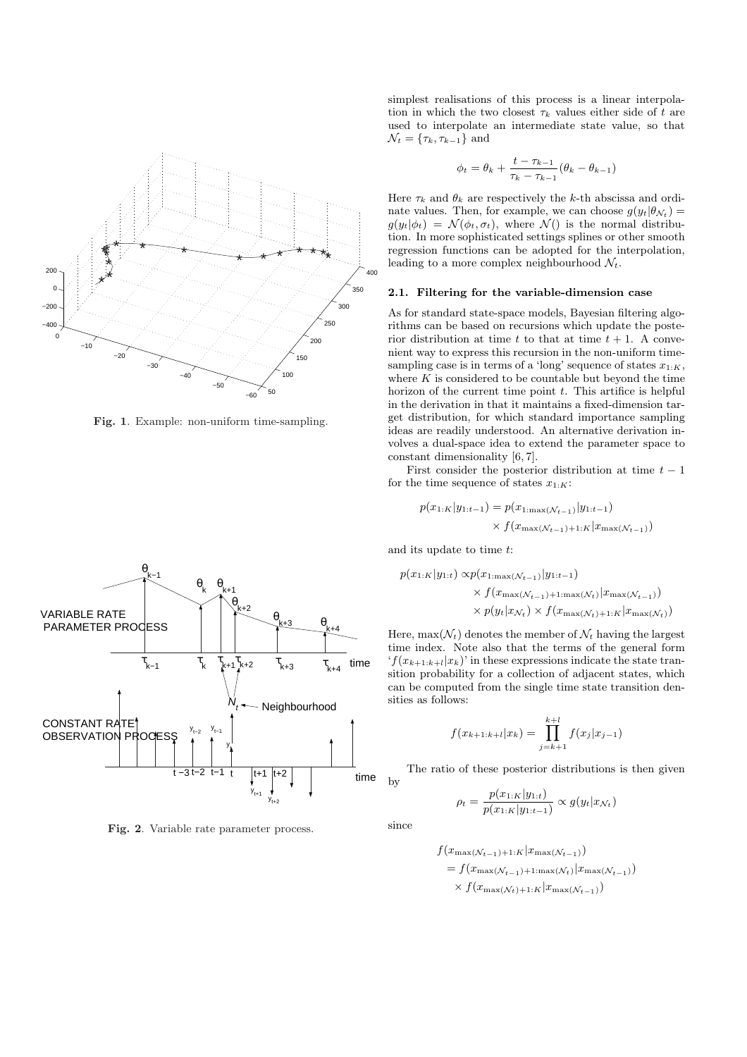Fig. 1. Example: non-uniform time-sampling.

Fig. 2. Variable rate parameter process.

simplest realisations of this process is a linear interpolation in which the two closest $\tau_k$ values either side of $t$ are used to interpolate an intermediate state value, so that $\mathcal{N}_t = \{\tau_k, \tau_{k-1}\}$ and

$$\phi_t = \theta_k + \frac{t - \tau_{k-1}}{\tau_k - \tau_{k-1}}(\theta_k - \theta_{k-1})$$

Here $\tau_k$ and $\theta_k$ are respectively the $k$-th abscissa and ordinate values. Then, for example, we can choose $g(y_t|\theta_{\mathcal{N}_t}) = g(y_t|\phi_t) = \mathcal{N}(\phi_t, \sigma_t)$, where $\mathcal{N}()$ is the normal distribution. In more sophisticated settings splines or other smooth regression functions can be adopted for the interpolation, leading to a more complex neighbourhood $\mathcal{N}_t$.

### 2.1. Filtering for the variable-dimension case

As for standard state-space models, Bayesian filtering algorithms can be based on recursions which update the posterior distribution at time $t$ to that at time $t+1$. A convenient way to express this recursion in the non-uniform time-sampling case is in terms of a 'long' sequence of states $x_{1:K}$, where $K$ is considered to be countable but beyond the time horizon of the current time point $t$. This artifice is helpful in the derivation in that it maintains a fixed-dimension target distribution, for which standard importance sampling ideas are readily understood. An alternative derivation involves a dual-space idea to extend the parameter space to constant dimensionality [6, 7].

First consider the posterior distribution at time $t-1$ for the time sequence of states $x_{1:K}$:

$$\begin{aligned} p(x_{1:K}|y_{1:t-1}) &= p(x_{1:\max(\mathcal{N}_{t-1})}|y_{1:t-1}) \\ &\quad \times f(x_{\max(\mathcal{N}_{t-1})+1:K}|x_{\max(\mathcal{N}_{t-1})}) \end{aligned}$$

and its update to time $t$:

$$\begin{aligned} p(x_{1:K}|y_{1:t}) \propto\, & p(x_{1:\max(\mathcal{N}_{t-1})}|y_{1:t-1}) \\ & \times f(x_{\max(\mathcal{N}_{t-1})+1:\max(\mathcal{N}_t)}|x_{\max(\mathcal{N}_{t-1})}) \\ & \times p(y_t|x_{\mathcal{N}_t}) \times f(x_{\max(\mathcal{N}_t)+1:K}|x_{\max(\mathcal{N}_t)}) \end{aligned}$$

Here, $\max(\mathcal{N}_t)$ denotes the member of $\mathcal{N}_t$ having the largest time index. Note also that the terms of the general form '$f(x_{k+1:k+l}|x_k)$' in these expressions indicate the state transition probability for a collection of adjacent states, which can be computed from the single time state transition densities as follows:

$$f(x_{k+1:k+l}|x_k) = \prod_{j=k+1}^{k+l} f(x_j|x_{j-1})$$

The ratio of these posterior distributions is then given by

$$\rho_t = \frac{p(x_{1:K}|y_{1:t})}{p(x_{1:K}|y_{1:t-1})} \propto g(y_t|x_{\mathcal{N}_t})$$

since

$$\begin{aligned} & f(x_{\max(\mathcal{N}_{t-1})+1:K}|x_{\max(\mathcal{N}_{t-1})}) \\ &= f(x_{\max(\mathcal{N}_{t-1})+1:\max(\mathcal{N}_t)}|x_{\max(\mathcal{N}_{t-1})}) \\ &\quad \times f(x_{\max(\mathcal{N}_t)+1:K}|x_{\max(\mathcal{N}_{t-1})}) \end{aligned}$$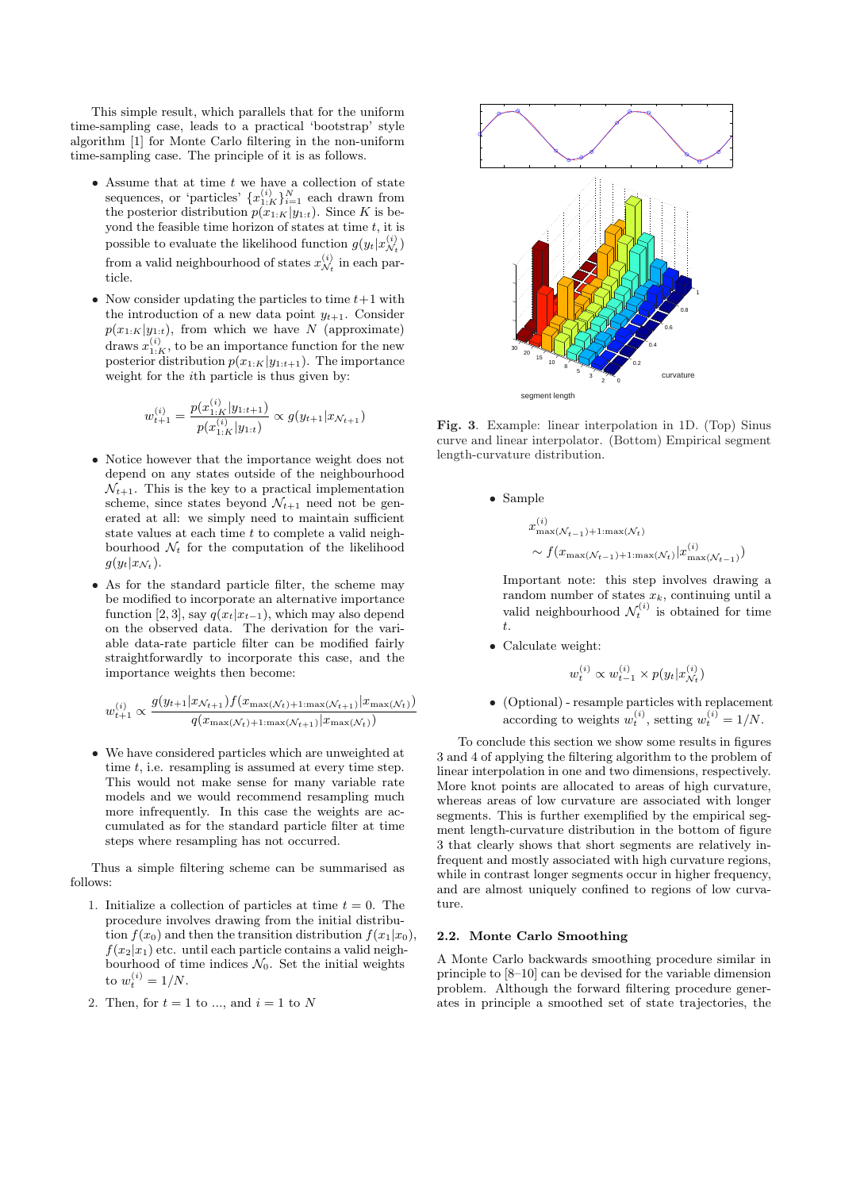This simple result, which parallels that for the uniform time-sampling case, leads to a practical 'bootstrap' style algorithm [1] for Monte Carlo filtering in the non-uniform time-sampling case. The principle of it is as follows.

- Assume that at time $t$ we have a collection of state sequences, or 'particles' $\{x^{(i)}_{1:K}\}_{i=1}^{N}$ each drawn from the posterior distribution $p(x_{1:K}|y_{1:t})$. Since $K$ is beyond the feasible time horizon of states at time $t$, it is possible to evaluate the likelihood function $g(y_t|x^{(i)}_{\mathcal{N}_t})$ from a valid neighbourhood of states $x^{(i)}_{\mathcal{N}_t}$ in each particle.

- Now consider updating the particles to time $t+1$ with the introduction of a new data point $y_{t+1}$. Consider $p(x_{1:K}|y_{1:t})$, from which we have $N$ (approximate) draws $x^{(i)}_{1:K}$, to be an importance function for the new posterior distribution $p(x_{1:K}|y_{1:t+1})$. The importance weight for the $i$th particle is thus given by:

$$w^{(i)}_{t+1} = \frac{p(x^{(i)}_{1:K}|y_{1:t+1})}{p(x^{(i)}_{1:K}|y_{1:t})} \propto g(y_{t+1}|x_{\mathcal{N}_{t+1}})$$

- Notice however that the importance weight does not depend on any states outside of the neighbourhood $\mathcal{N}_{t+1}$. This is the key to a practical implementation scheme, since states beyond $\mathcal{N}_{t+1}$ need not be generated at all: we simply need to maintain sufficient state values at each time $t$ to complete a valid neighbourhood $\mathcal{N}_t$ for the computation of the likelihood $g(y_t|x_{\mathcal{N}_t})$.

- As for the standard particle filter, the scheme may be modified to incorporate an alternative importance function [2, 3], say $q(x_t|x_{t-1})$, which may also depend on the observed data. The derivation for the variable data-rate particle filter can be modified fairly straightforwardly to incorporate this case, and the importance weights then become:

$$w^{(i)}_{t+1} \propto \frac{g(y_{t+1}|x_{\mathcal{N}_{t+1}}) f(x_{\max(\mathcal{N}_t)+1:\max(\mathcal{N}_{t+1})}|x_{\max(\mathcal{N}_t)})}{q(x_{\max(\mathcal{N}_t)+1:\max(\mathcal{N}_{t+1})}|x_{\max(\mathcal{N}_t)})}$$

- We have considered particles which are unweighted at time $t$, i.e. resampling is assumed at every time step. This would not make sense for many variable rate models and we would recommend resampling much more infrequently. In this case the weights are accumulated as for the standard particle filter at time steps where resampling has not occurred.

Thus a simple filtering scheme can be summarised as follows:

1. Initialize a collection of particles at time $t = 0$. The procedure involves drawing from the initial distribution $f(x_0)$ and then the transition distribution $f(x_1|x_0)$, $f(x_2|x_1)$ etc. until each particle contains a valid neighbourhood of time indices $\mathcal{N}_0$. Set the initial weights to $w^{(i)}_t = 1/N$.

2. Then, for $t = 1$ to ..., and $i = 1$ to $N$

   - Sample

   $$x^{(i)}_{\max(\mathcal{N}_{t-1})+1:\max(\mathcal{N}_t)} \sim f(x_{\max(\mathcal{N}_{t-1})+1:\max(\mathcal{N}_t)}|x^{(i)}_{\max(\mathcal{N}_{t-1})})$$

   Important note: this step involves drawing a random number of states $x_k$, continuing until a valid neighbourhood $\mathcal{N}^{(i)}_t$ is obtained for time $t$.

   - Calculate weight:

   $$w^{(i)}_t \propto w^{(i)}_{t-1} \times p(y_t|x^{(i)}_{\mathcal{N}_t})$$

   - (Optional) - resample particles with replacement according to weights $w^{(i)}_t$, setting $w^{(i)}_t = 1/N$.

**Fig. 3**. Example: linear interpolation in 1D. (Top) Sinus curve and linear interpolator. (Bottom) Empirical segment length-curvature distribution.

To conclude this section we show some results in figures 3 and 4 of applying the filtering algorithm to the problem of linear interpolation in one and two dimensions, respectively. More knot points are allocated to areas of high curvature, whereas areas of low curvature are associated with longer segments. This is further exemplified by the empirical segment length-curvature distribution in the bottom of figure 3 that clearly shows that short segments are relatively infrequent and mostly associated with high curvature regions, while in contrast longer segments occur in higher frequency, and are almost uniquely confined to regions of low curvature.

### 2.2. Monte Carlo Smoothing

A Monte Carlo backwards smoothing procedure similar in principle to [8–10] can be devised for the variable dimension problem. Although the forward filtering procedure generates in principle a smoothed set of state trajectories, the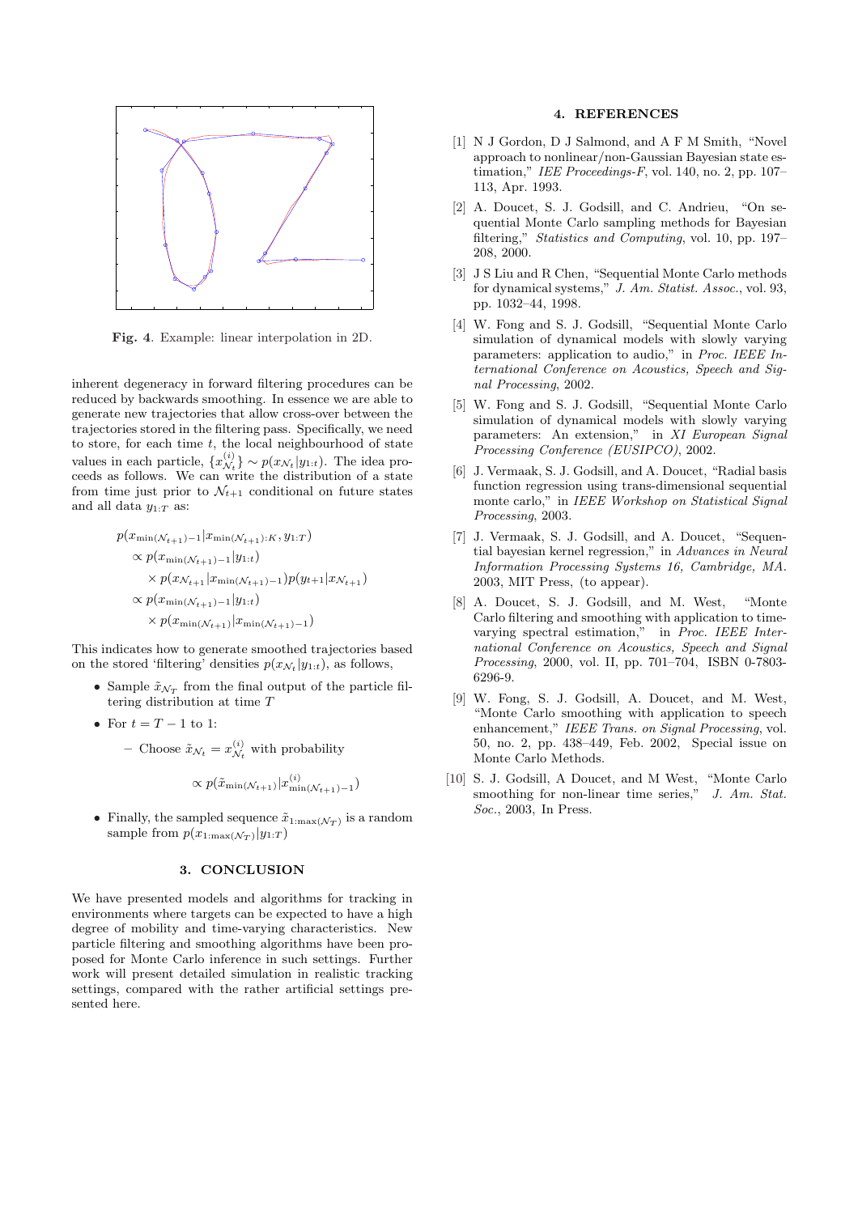**Fig. 4**. Example: linear interpolation in 2D.

inherent degeneracy in forward filtering procedures can be reduced by backwards smoothing. In essence we are able to generate new trajectories that allow cross-over between the trajectories stored in the filtering pass. Specifically, we need to store, for each time $t$, the local neighbourhood of state values in each particle, $\{x_{\mathcal{N}_t}^{(i)}\} \sim p(x_{\mathcal{N}_t}|y_{1:t})$. The idea proceeds as follows. We can write the distribution of a state from time just prior to $\mathcal{N}_{t+1}$ conditional on future states and all data $y_{1:T}$ as:

$$
\begin{aligned}
&p(x_{\min(\mathcal{N}_{t+1})-1}|x_{\min(\mathcal{N}_{t+1}):K}, y_{1:T}) \\
&\quad \propto p(x_{\min(\mathcal{N}_{t+1})-1}|y_{1:t}) \\
&\qquad \times p(x_{\mathcal{N}_{t+1}}|x_{\min(\mathcal{N}_{t+1})-1}) p(y_{t+1}|x_{\mathcal{N}_{t+1}}) \\
&\quad \propto p(x_{\min(\mathcal{N}_{t+1})-1}|y_{1:t}) \\
&\qquad \times p(x_{\min(\mathcal{N}_{t+1})}|x_{\min(\mathcal{N}_{t+1})-1})
\end{aligned}
$$

This indicates how to generate smoothed trajectories based on the stored 'filtering' densities $p(x_{\mathcal{N}_t}|y_{1:t})$, as follows,

- Sample $\tilde{x}_{\mathcal{N}_T}$ from the final output of the particle filtering distribution at time $T$
- For $t = T-1$ to 1:
  - Choose $\tilde{x}_{\mathcal{N}_t} = x_{\mathcal{N}_t}^{(i)}$ with probability

    $$\propto p(\tilde{x}_{\min(\mathcal{N}_{t+1})}|x_{\min(\mathcal{N}_{t+1})-1}^{(i)})$$

- Finally, the sampled sequence $\tilde{x}_{1:\max(\mathcal{N}_T)}$ is a random sample from $p(x_{1:\max(\mathcal{N}_T)}|y_{1:T})$

## 3. CONCLUSION

We have presented models and algorithms for tracking in environments where targets can be expected to have a high degree of mobility and time-varying characteristics. New particle filtering and smoothing algorithms have been proposed for Monte Carlo inference in such settings. Further work will present detailed simulation in realistic tracking settings, compared with the rather artificial settings presented here.

## 4. REFERENCES

[1] N J Gordon, D J Salmond, and A F M Smith, "Novel approach to nonlinear/non-Gaussian Bayesian state estimation," *IEE Proceedings-F*, vol. 140, no. 2, pp. 107–113, Apr. 1993.

[2] A. Doucet, S. J. Godsill, and C. Andrieu, "On sequential Monte Carlo sampling methods for Bayesian filtering," *Statistics and Computing*, vol. 10, pp. 197–208, 2000.

[3] J S Liu and R Chen, "Sequential Monte Carlo methods for dynamical systems," *J. Am. Statist. Assoc.*, vol. 93, pp. 1032–44, 1998.

[4] W. Fong and S. J. Godsill, "Sequential Monte Carlo simulation of dynamical models with slowly varying parameters: application to audio," in *Proc. IEEE International Conference on Acoustics, Speech and Signal Processing*, 2002.

[5] W. Fong and S. J. Godsill, "Sequential Monte Carlo simulation of dynamical models with slowly varying parameters: An extension," in *XI European Signal Processing Conference (EUSIPCO)*, 2002.

[6] J. Vermaak, S. J. Godsill, and A. Doucet, "Radial basis function regression using trans-dimensional sequential monte carlo," in *IEEE Workshop on Statistical Signal Processing*, 2003.

[7] J. Vermaak, S. J. Godsill, and A. Doucet, "Sequential bayesian kernel regression," in *Advances in Neural Information Processing Systems 16, Cambridge, MA.* 2003, MIT Press, (to appear).

[8] A. Doucet, S. J. Godsill, and M. West, "Monte Carlo filtering and smoothing with application to time-varying spectral estimation," in *Proc. IEEE International Conference on Acoustics, Speech and Signal Processing*, 2000, vol. II, pp. 701–704, ISBN 0-7803-6296-9.

[9] W. Fong, S. J. Godsill, A. Doucet, and M. West, "Monte Carlo smoothing with application to speech enhancement," *IEEE Trans. on Signal Processing*, vol. 50, no. 2, pp. 438–449, Feb. 2002, Special issue on Monte Carlo Methods.

[10] S. J. Godsill, A Doucet, and M West, "Monte Carlo smoothing for non-linear time series," *J. Am. Stat. Soc.*, 2003, In Press.